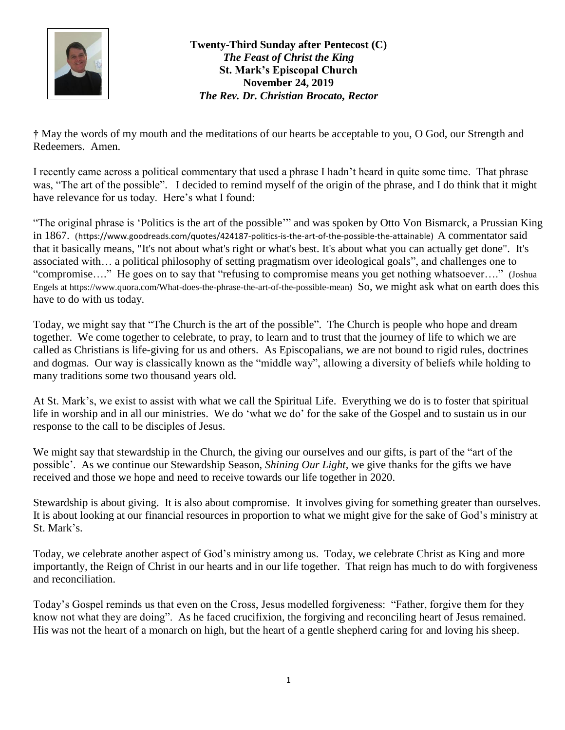**Twenty-Third Sunday after Pentecost (C)**
***The Feast of Christ the King***
**St. Mark's Episcopal Church**
**November 24, 2019**
***The Rev. Dr. Christian Brocato, Rector***

† May the words of my mouth and the meditations of our hearts be acceptable to you, O God, our Strength and Redeemers. Amen.

I recently came across a political commentary that used a phrase I hadn't heard in quite some time. That phrase was, "The art of the possible". I decided to remind myself of the origin of the phrase, and I do think that it might have relevance for us today. Here's what I found:

"The original phrase is 'Politics is the art of the possible'" and was spoken by Otto Von Bismarck, a Prussian King in 1867. (https://www.goodreads.com/quotes/424187-politics-is-the-art-of-the-possible-the-attainable) A commentator said that it basically means, "It's not about what's right or what's best. It's about what you can actually get done". It's associated with… a political philosophy of setting pragmatism over ideological goals", and challenges one to "compromise…." He goes on to say that "refusing to compromise means you get nothing whatsoever…." (Joshua Engels at https://www.quora.com/What-does-the-phrase-the-art-of-the-possible-mean) So, we might ask what on earth does this have to do with us today.

Today, we might say that "The Church is the art of the possible". The Church is people who hope and dream together. We come together to celebrate, to pray, to learn and to trust that the journey of life to which we are called as Christians is life-giving for us and others. As Episcopalians, we are not bound to rigid rules, doctrines and dogmas. Our way is classically known as the "middle way", allowing a diversity of beliefs while holding to many traditions some two thousand years old.

At St. Mark's, we exist to assist with what we call the Spiritual Life. Everything we do is to foster that spiritual life in worship and in all our ministries. We do 'what we do' for the sake of the Gospel and to sustain us in our response to the call to be disciples of Jesus.

We might say that stewardship in the Church, the giving our ourselves and our gifts, is part of the "art of the possible'. As we continue our Stewardship Season, *Shining Our Light*, we give thanks for the gifts we have received and those we hope and need to receive towards our life together in 2020.

Stewardship is about giving. It is also about compromise. It involves giving for something greater than ourselves. It is about looking at our financial resources in proportion to what we might give for the sake of God's ministry at St. Mark's.

Today, we celebrate another aspect of God's ministry among us. Today, we celebrate Christ as King and more importantly, the Reign of Christ in our hearts and in our life together. That reign has much to do with forgiveness and reconciliation.

Today's Gospel reminds us that even on the Cross, Jesus modelled forgiveness: "Father, forgive them for they know not what they are doing". As he faced crucifixion, the forgiving and reconciling heart of Jesus remained. His was not the heart of a monarch on high, but the heart of a gentle shepherd caring for and loving his sheep.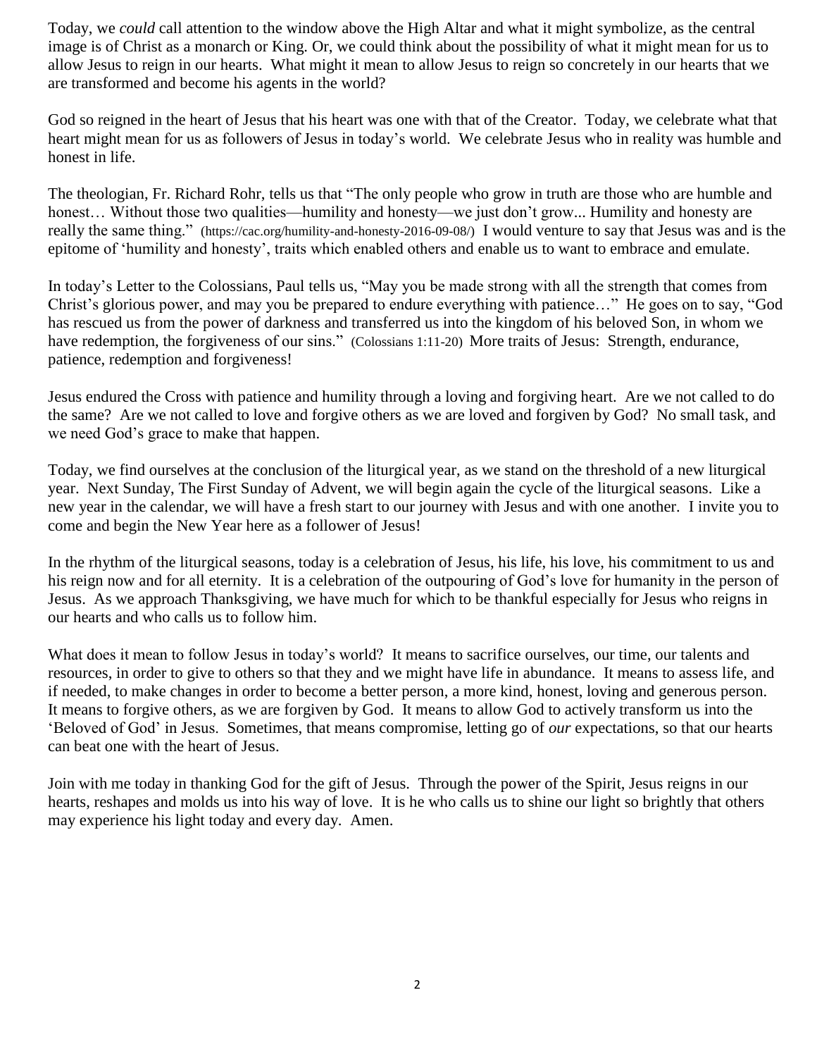Today, we *could* call attention to the window above the High Altar and what it might symbolize, as the central image is of Christ as a monarch or King. Or, we could think about the possibility of what it might mean for us to allow Jesus to reign in our hearts. What might it mean to allow Jesus to reign so concretely in our hearts that we are transformed and become his agents in the world?

God so reigned in the heart of Jesus that his heart was one with that of the Creator. Today, we celebrate what that heart might mean for us as followers of Jesus in today's world. We celebrate Jesus who in reality was humble and honest in life.

The theologian, Fr. Richard Rohr, tells us that "The only people who grow in truth are those who are humble and honest… Without those two qualities—humility and honesty—we just don't grow... Humility and honesty are really the same thing." (https://cac.org/humility-and-honesty-2016-09-08/) I would venture to say that Jesus was and is the epitome of 'humility and honesty', traits which enabled others and enable us to want to embrace and emulate.

In today's Letter to the Colossians, Paul tells us, "May you be made strong with all the strength that comes from Christ's glorious power, and may you be prepared to endure everything with patience…" He goes on to say, "God has rescued us from the power of darkness and transferred us into the kingdom of his beloved Son, in whom we have redemption, the forgiveness of our sins." (Colossians 1:11-20) More traits of Jesus: Strength, endurance, patience, redemption and forgiveness!

Jesus endured the Cross with patience and humility through a loving and forgiving heart. Are we not called to do the same? Are we not called to love and forgive others as we are loved and forgiven by God? No small task, and we need God's grace to make that happen.

Today, we find ourselves at the conclusion of the liturgical year, as we stand on the threshold of a new liturgical year. Next Sunday, The First Sunday of Advent, we will begin again the cycle of the liturgical seasons. Like a new year in the calendar, we will have a fresh start to our journey with Jesus and with one another. I invite you to come and begin the New Year here as a follower of Jesus!

In the rhythm of the liturgical seasons, today is a celebration of Jesus, his life, his love, his commitment to us and his reign now and for all eternity. It is a celebration of the outpouring of God's love for humanity in the person of Jesus. As we approach Thanksgiving, we have much for which to be thankful especially for Jesus who reigns in our hearts and who calls us to follow him.

What does it mean to follow Jesus in today's world? It means to sacrifice ourselves, our time, our talents and resources, in order to give to others so that they and we might have life in abundance. It means to assess life, and if needed, to make changes in order to become a better person, a more kind, honest, loving and generous person. It means to forgive others, as we are forgiven by God. It means to allow God to actively transform us into the 'Beloved of God' in Jesus. Sometimes, that means compromise, letting go of *our* expectations, so that our hearts can beat one with the heart of Jesus.

Join with me today in thanking God for the gift of Jesus. Through the power of the Spirit, Jesus reigns in our hearts, reshapes and molds us into his way of love. It is he who calls us to shine our light so brightly that others may experience his light today and every day. Amen.